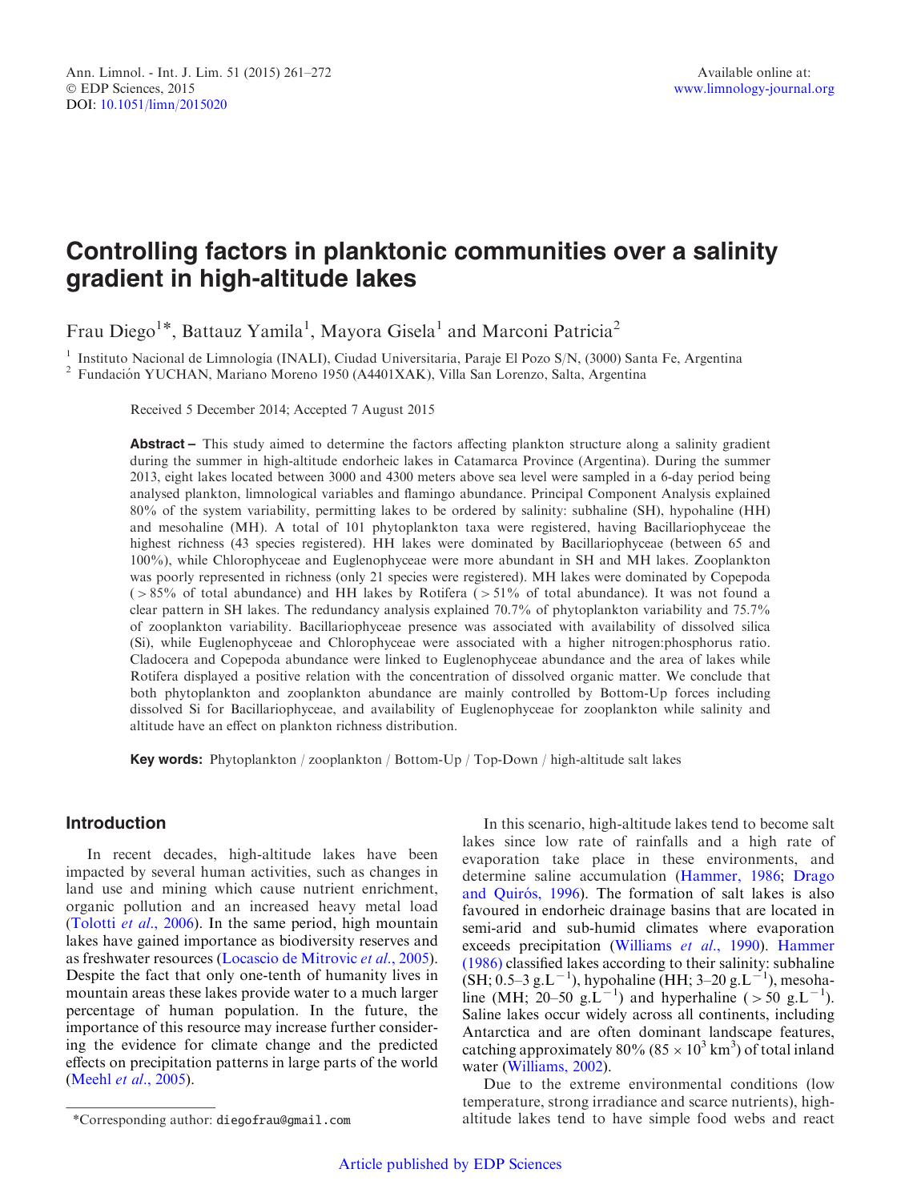# Controlling factors in planktonic communities over a salinity gradient in high-altitude lakes

Frau Diego[1]*, Battauz Yamila[1], Mayora Gisela[1] and Marconi Patricia[2]

[1] Instituto Nacional de Limnología (INALI), Ciudad Universitaria, Paraje El Pozo S/N, (3000) Santa Fe, Argentina
[2] Fundación YUCHAN, Mariano Moreno 1950 (A4401XAK), Villa San Lorenzo, Salta, Argentina

Received 5 December 2014; Accepted 7 August 2015

**Abstract –** This study aimed to determine the factors affecting plankton structure along a salinity gradient during the summer in high-altitude endorheic lakes in Catamarca Province (Argentina). During the summer 2013, eight lakes located between 3000 and 4300 meters above sea level were sampled in a 6-day period being analysed plankton, limnological variables and flamingo abundance. Principal Component Analysis explained 80% of the system variability, permitting lakes to be ordered by salinity: subhaline (SH), hypohaline (HH) and mesohaline (MH). A total of 101 phytoplankton taxa were registered, having Bacillariophyceae the highest richness (43 species registered). HH lakes were dominated by Bacillariophyceae (between 65 and 100%), while Chlorophyceae and Euglenophyceae were more abundant in SH and MH lakes. Zooplankton was poorly represented in richness (only 21 species were registered). MH lakes were dominated by Copepoda (> 85% of total abundance) and HH lakes by Rotifera (> 51% of total abundance). It was not found a clear pattern in SH lakes. The redundancy analysis explained 70.7% of phytoplankton variability and 75.7% of zooplankton variability. Bacillariophyceae presence was associated with availability of dissolved silica (Si), while Euglenophyceae and Chlorophyceae were associated with a higher nitrogen:phosphorus ratio. Cladocera and Copepoda abundance were linked to Euglenophyceae abundance and the area of lakes while Rotifera displayed a positive relation with the concentration of dissolved organic matter. We conclude that both phytoplankton and zooplankton abundance are mainly controlled by Bottom-Up forces including dissolved Si for Bacillariophyceae, and availability of Euglenophyceae for zooplankton while salinity and altitude have an effect on plankton richness distribution.

**Key words:** Phytoplankton / zooplankton / Bottom-Up / Top-Down / high-altitude salt lakes

## Introduction

In recent decades, high-altitude lakes have been impacted by several human activities, such as changes in land use and mining which cause nutrient enrichment, organic pollution and an increased heavy metal load (Tolotti *et al.*, 2006). In the same period, high mountain lakes have gained importance as biodiversity reserves and as freshwater resources (Locascio de Mitrovic *et al.*, 2005). Despite the fact that only one-tenth of humanity lives in mountain areas these lakes provide water to a much larger percentage of human population. In the future, the importance of this resource may increase further considering the evidence for climate change and the predicted effects on precipitation patterns in large parts of the world (Meehl *et al.*, 2005).

In this scenario, high-altitude lakes tend to become salt lakes since low rate of rainfalls and a high rate of evaporation take place in these environments, and determine saline accumulation (Hammer, 1986; Drago and Quirós, 1996). The formation of salt lakes is also favoured in endorheic drainage basins that are located in semi-arid and sub-humid climates where evaporation exceeds precipitation (Williams *et al.*, 1990). Hammer (1986) classified lakes according to their salinity: subhaline (SH; 0.5–3 $g.L^{-1}$), hypohaline (HH; 3–20 $g.L^{-1}$), mesohaline (MH; 20–50 $g.L^{-1}$) and hyperhaline (> 50 $g.L^{-1}$). Saline lakes occur widely across all continents, including Antarctica and are often dominant landscape features, catching approximately 80% ($85 \times 10^3$ $km^3$) of total inland water (Williams, 2002).

Due to the extreme environmental conditions (low temperature, strong irradiance and scarce nutrients), high-altitude lakes tend to have simple food webs and react

*Corresponding author: diegofrau@gmail.com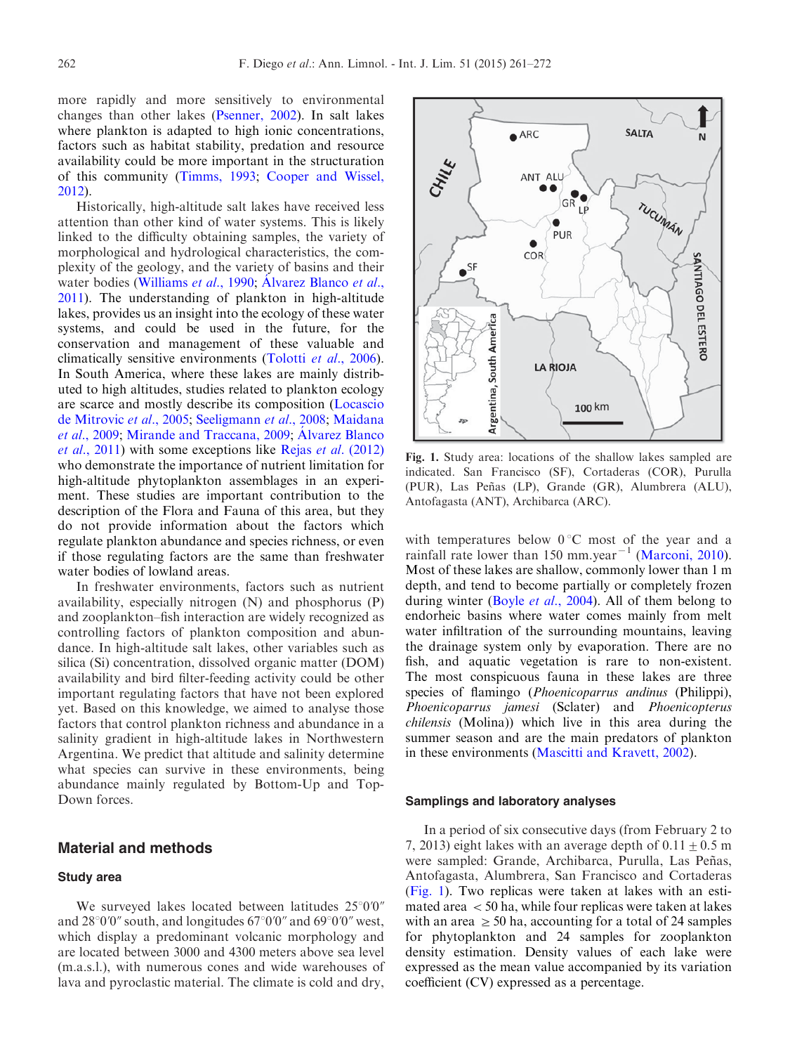more rapidly and more sensitively to environmental changes than other lakes (Psenner, 2002). In salt lakes where plankton is adapted to high ionic concentrations, factors such as habitat stability, predation and resource availability could be more important in the structuration of this community (Timms, 1993; Cooper and Wissel, 2012).

Historically, high-altitude salt lakes have received less attention than other kind of water systems. This is likely linked to the difficulty obtaining samples, the variety of morphological and hydrological characteristics, the complexity of the geology, and the variety of basins and their water bodies (Williams *et al.*, 1990; Álvarez Blanco *et al.*, 2011). The understanding of plankton in high-altitude lakes, provides us an insight into the ecology of these water systems, and could be used in the future, for the conservation and management of these valuable and climatically sensitive environments (Tolotti *et al.*, 2006). In South America, where these lakes are mainly distributed to high altitudes, studies related to plankton ecology are scarce and mostly describe its composition (Locascio de Mitrovic *et al.*, 2005; Seeligmann *et al.*, 2008; Maidana *et al.*, 2009; Mirande and Traccana, 2009; Álvarez Blanco *et al.*, 2011) with some exceptions like Rejas *et al.* (2012) who demonstrate the importance of nutrient limitation for high-altitude phytoplankton assemblages in an experiment. These studies are important contribution to the description of the Flora and Fauna of this area, but they do not provide information about the factors which regulate plankton abundance and species richness, or even if those regulating factors are the same than freshwater water bodies of lowland areas.

In freshwater environments, factors such as nutrient availability, especially nitrogen (N) and phosphorus (P) and zooplankton–fish interaction are widely recognized as controlling factors of plankton composition and abundance. In high-altitude salt lakes, other variables such as silica (Si) concentration, dissolved organic matter (DOM) availability and bird filter-feeding activity could be other important regulating factors that have not been explored yet. Based on this knowledge, we aimed to analyse those factors that control plankton richness and abundance in a salinity gradient in high-altitude lakes in Northwestern Argentina. We predict that altitude and salinity determine what species can survive in these environments, being abundance mainly regulated by Bottom-Up and Top-Down forces.

## Material and methods

### Study area

We surveyed lakes located between latitudes 25°0′0″ and 28°0′0″ south, and longitudes 67°0′0″ and 69°0′0″ west, which display a predominant volcanic morphology and are located between 3000 and 4300 meters above sea level (m.a.s.l.), with numerous cones and wide warehouses of lava and pyroclastic material. The climate is cold and dry, with temperatures below 0 °C most of the year and a rainfall rate lower than 150 mm.year$^{-1}$ (Marconi, 2010). Most of these lakes are shallow, commonly lower than 1 m depth, and tend to become partially or completely frozen during winter (Boyle *et al.*, 2004). All of them belong to endorheic basins where water comes mainly from melt water infiltration of the surrounding mountains, leaving the drainage system only by evaporation. There are no fish, and aquatic vegetation is rare to non-existent. The most conspicuous fauna in these lakes are three species of flamingo (*Phoenicoparrus andinus* (Philippi), *Phoenicoparrus jamesi* (Sclater) and *Phoenicopterus chilensis* (Molina)) which live in this area during the summer season and are the main predators of plankton in these environments (Mascitti and Kravett, 2002).

Fig. 1. Study area: locations of the shallow lakes sampled are indicated. San Francisco (SF), Cortaderas (COR), Purulla (PUR), Las Peñas (LP), Grande (GR), Alumbrera (ALU), Antofagasta (ANT), Archibarca (ARC).

### Samplings and laboratory analyses

In a period of six consecutive days (from February 2 to 7, 2013) eight lakes with an average depth of 0.11 ± 0.5 m were sampled: Grande, Archibarca, Purulla, Las Peñas, Antofagasta, Alumbrera, San Francisco and Cortaderas (Fig. 1). Two replicas were taken at lakes with an estimated area < 50 ha, while four replicas were taken at lakes with an area ≥ 50 ha, accounting for a total of 24 samples for phytoplankton and 24 samples for zooplankton density estimation. Density values of each lake were expressed as the mean value accompanied by its variation coefficient (CV) expressed as a percentage.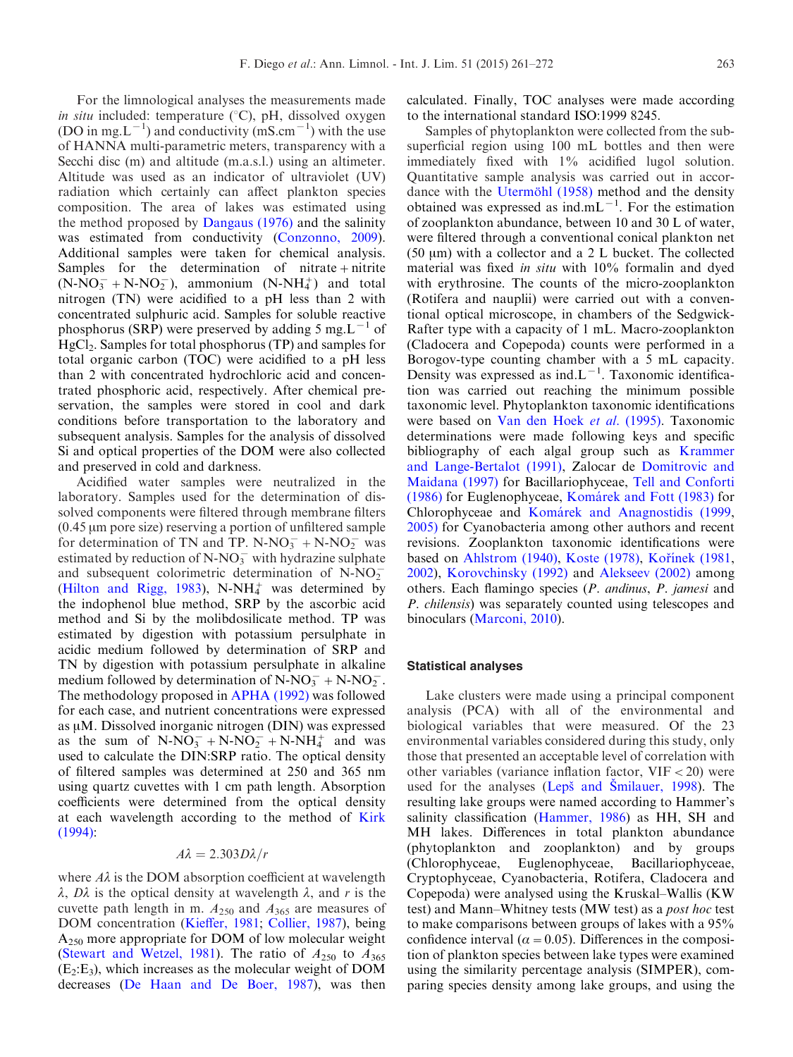For the limnological analyses the measurements made *in situ* included: temperature (°C), pH, dissolved oxygen (DO in mg.$L^{-1}$) and conductivity (mS.$cm^{-1}$) with the use of HANNA multi-parametric meters, transparency with a Secchi disc (m) and altitude (m.a.s.l.) using an altimeter. Altitude was used as an indicator of ultraviolet (UV) radiation which certainly can affect plankton species composition. The area of lakes was estimated using the method proposed by Dangaus (1976) and the salinity was estimated from conductivity (Conzonno, 2009). Additional samples were taken for chemical analysis. Samples for the determination of nitrate + nitrite ($N\text{-}NO_3^- + N\text{-}NO_2^-$), ammonium ($N\text{-}NH_4^+$) and total nitrogen (TN) were acidified to a pH less than 2 with concentrated sulphuric acid. Samples for soluble reactive phosphorus (SRP) were preserved by adding 5 mg.$L^{-1}$ of $HgCl_2$. Samples for total phosphorus (TP) and samples for total organic carbon (TOC) were acidified to a pH less than 2 with concentrated hydrochloric acid and concentrated phosphoric acid, respectively. After chemical preservation, the samples were stored in cool and dark conditions before transportation to the laboratory and subsequent analysis. Samples for the analysis of dissolved Si and optical properties of the DOM were also collected and preserved in cold and darkness.

Acidified water samples were neutralized in the laboratory. Samples used for the determination of dissolved components were filtered through membrane filters (0.45 μm pore size) reserving a portion of unfiltered sample for determination of TN and TP. $N\text{-}NO_3^- + N\text{-}NO_2^-$ was estimated by reduction of $N\text{-}NO_3^-$ with hydrazine sulphate and subsequent colorimetric determination of $N\text{-}NO_2^-$ (Hilton and Rigg, 1983), $N\text{-}NH_4^+$ was determined by the indophenol blue method, SRP by the ascorbic acid method and Si by the molibdosilicate method. TP was estimated by digestion with potassium persulphate in acidic medium followed by determination of SRP and TN by digestion with potassium persulphate in alkaline medium followed by determination of $N\text{-}NO_3^- + N\text{-}NO_2^-$. The methodology proposed in APHA (1992) was followed for each case, and nutrient concentrations were expressed as μM. Dissolved inorganic nitrogen (DIN) was expressed as the sum of $N\text{-}NO_3^- + N\text{-}NO_2^- + N\text{-}NH_4^+$ and was used to calculate the DIN:SRP ratio. The optical density of filtered samples was determined at 250 and 365 nm using quartz cuvettes with 1 cm path length. Absorption coefficients were determined from the optical density at each wavelength according to the method of Kirk (1994):

$$A\lambda = 2.303D\lambda/r$$

where $A\lambda$ is the DOM absorption coefficient at wavelength $\lambda$, $D\lambda$ is the optical density at wavelength $\lambda$, and $r$ is the cuvette path length in m. $A_{250}$ and $A_{365}$ are measures of DOM concentration (Kieffer, 1981; Collier, 1987), being $A_{250}$ more appropriate for DOM of low molecular weight (Stewart and Wetzel, 1981). The ratio of $A_{250}$ to $A_{365}$ ($E_2$:$E_3$), which increases as the molecular weight of DOM decreases (De Haan and De Boer, 1987), was then calculated. Finally, TOC analyses were made according to the international standard ISO:1999 8245.

Samples of phytoplankton were collected from the subsuperficial region using 100 mL bottles and then were immediately fixed with 1% acidified lugol solution. Quantitative sample analysis was carried out in accordance with the Utermöhl (1958) method and the density obtained was expressed as ind.m$L^{-1}$. For the estimation of zooplankton abundance, between 10 and 30 L of water, were filtered through a conventional conical plankton net (50 μm) with a collector and a 2 L bucket. The collected material was fixed *in situ* with 10% formalin and dyed with erythrosine. The counts of the micro-zooplankton (Rotifera and nauplii) were carried out with a conventional optical microscope, in chambers of the Sedgwick-Rafter type with a capacity of 1 mL. Macro-zooplankton (Cladocera and Copepoda) counts were performed in a Borogov-type counting chamber with a 5 mL capacity. Density was expressed as ind.$L^{-1}$. Taxonomic identification was carried out reaching the minimum possible taxonomic level. Phytoplankton taxonomic identifications were based on Van den Hoek *et al.* (1995). Taxonomic determinations were made following keys and specific bibliography of each algal group such as Krammer and Lange-Bertalot (1991), Zalocar de Domitrovic and Maidana (1997) for Bacillariophyceae, Tell and Conforti (1986) for Euglenophyceae, Komárek and Fott (1983) for Chlorophyceae and Komárek and Anagnostidis (1999, 2005) for Cyanobacteria among other authors and recent revisions. Zooplankton taxonomic identifications were based on Ahlstrom (1940), Koste (1978), Kořínek (1981, 2002), Korovchinsky (1992) and Alekseev (2002) among others. Each flamingo species (*P. andinus*, *P. jamesi* and *P. chilensis*) was separately counted using telescopes and binoculars (Marconi, 2010).

## Statistical analyses

Lake clusters were made using a principal component analysis (PCA) with all of the environmental and biological variables that were measured. Of the 23 environmental variables considered during this study, only those that presented an acceptable level of correlation with other variables (variance inflation factor, VIF < 20) were used for the analyses (Lepš and Šmilauer, 1998). The resulting lake groups were named according to Hammer's salinity classification (Hammer, 1986) as HH, SH and MH lakes. Differences in total plankton abundance (phytoplankton and zooplankton) and by groups (Chlorophyceae, Euglenophyceae, Bacillariophyceae, Cryptophyceae, Cyanobacteria, Rotifera, Cladocera and Copepoda) were analysed using the Kruskal–Wallis (KW test) and Mann–Whitney tests (MW test) as a *post hoc* test to make comparisons between groups of lakes with a 95% confidence interval ($\alpha = 0.05$). Differences in the composition of plankton species between lake types were examined using the similarity percentage analysis (SIMPER), comparing species density among lake groups, and using the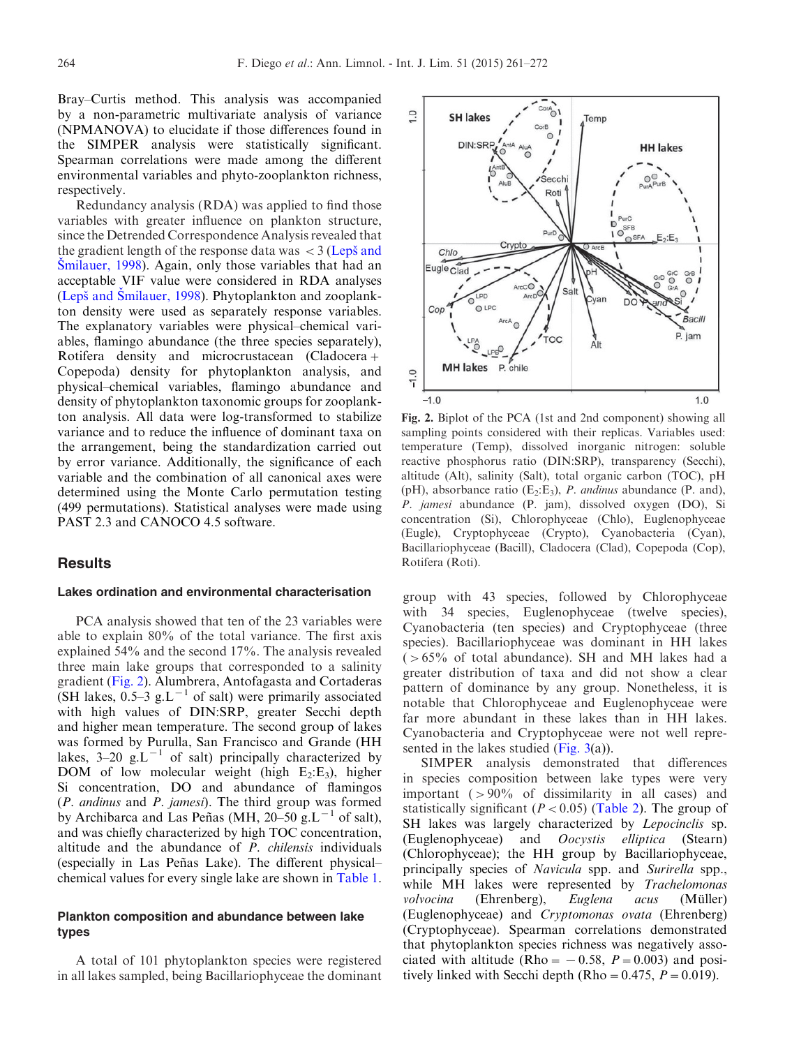Bray–Curtis method. This analysis was accompanied by a non-parametric multivariate analysis of variance (NPMANOVA) to elucidate if those differences found in the SIMPER analysis were statistically significant. Spearman correlations were made among the different environmental variables and phyto-zooplankton richness, respectively.

Redundancy analysis (RDA) was applied to find those variables with greater influence on plankton structure, since the Detrended Correspondence Analysis revealed that the gradient length of the response data was < 3 (Lepš and Šmilauer, 1998). Again, only those variables that had an acceptable VIF value were considered in RDA analyses (Lepš and Šmilauer, 1998). Phytoplankton and zooplankton density were used as separately response variables. The explanatory variables were physical–chemical variables, flamingo abundance (the three species separately), Rotifera density and microcrustacean (Cladocera + Copepoda) density for phytoplankton analysis, and physical–chemical variables, flamingo abundance and density of phytoplankton taxonomic groups for zooplankton analysis. All data were log-transformed to stabilize variance and to reduce the influence of dominant taxa on the arrangement, being the standardization carried out by error variance. Additionally, the significance of each variable and the combination of all canonical axes were determined using the Monte Carlo permutation testing (499 permutations). Statistical analyses were made using PAST 2.3 and CANOCO 4.5 software.

## Results

### Lakes ordination and environmental characterisation

PCA analysis showed that ten of the 23 variables were able to explain 80% of the total variance. The first axis explained 54% and the second 17%. The analysis revealed three main lake groups that corresponded to a salinity gradient (Fig. 2). Alumbrera, Antofagasta and Cortaderas (SH lakes, 0.5–3 $g.L^{-1}$ of salt) were primarily associated with high values of DIN:SRP, greater Secchi depth and higher mean temperature. The second group of lakes was formed by Purulla, San Francisco and Grande (HH lakes, 3–20 $g.L^{-1}$ of salt) principally characterized by DOM of low molecular weight (high $E_2$:$E_3$), higher Si concentration, DO and abundance of flamingos (*P. andinus* and *P. jamesi*). The third group was formed by Archibarca and Las Peñas (MH, 20–50 $g.L^{-1}$ of salt), and was chiefly characterized by high TOC concentration, altitude and the abundance of *P. chilensis* individuals (especially in Las Peñas Lake). The different physical–chemical values for every single lake are shown in Table 1.

### Plankton composition and abundance between lake types

A total of 101 phytoplankton species were registered in all lakes sampled, being Bacillariophyceae the dominant group with 43 species, followed by Chlorophyceae with 34 species, Euglenophyceae (twelve species), Cyanobacteria (ten species) and Cryptophyceae (three species). Bacillariophyceae was dominant in HH lakes (> 65% of total abundance). SH and MH lakes had a greater distribution of taxa and did not show a clear pattern of dominance by any group. Nonetheless, it is notable that Chlorophyceae and Euglenophyceae were far more abundant in these lakes than in HH lakes. Cyanobacteria and Cryptophyceae were not well represented in the lakes studied (Fig. 3(a)).

SIMPER analysis demonstrated that differences in species composition between lake types were very important (> 90% of dissimilarity in all cases) and statistically significant ($P < 0.05$) (Table 2). The group of SH lakes was largely characterized by *Lepocinclis* sp. (Euglenophyceae) and *Oocystis elliptica* (Stearn) (Chlorophyceae); the HH group by Bacillariophyceae, principally species of *Navicula* spp. and *Surirella* spp., while MH lakes were represented by *Trachelomonas volvocina* (Ehrenberg), *Euglena acus* (Müller) (Euglenophyceae) and *Cryptomonas ovata* (Ehrenberg) (Cryptophyceae). Spearman correlations demonstrated that phytoplankton species richness was negatively associated with altitude (Rho = −0.58, $P = 0.003$) and positively linked with Secchi depth (Rho = 0.475, $P = 0.019$).

**Fig. 2.** Biplot of the PCA (1st and 2nd component) showing all sampling points considered with their replicas. Variables used: temperature (Temp), dissolved inorganic nitrogen: soluble reactive phosphorus ratio (DIN:SRP), transparency (Secchi), altitude (Alt), salinity (Salt), total organic carbon (TOC), pH (pH), absorbance ratio ($E_2$:$E_3$), *P. andinus* abundance (P. and), *P. jamesi* abundance (P. jam), dissolved oxygen (DO), Si concentration (Si), Chlorophyceae (Chlo), Euglenophyceae (Eugle), Cryptophyceae (Crypto), Cyanobacteria (Cyan), Bacillariophyceae (Bacill), Cladocera (Clad), Copepoda (Cop), Rotifera (Roti).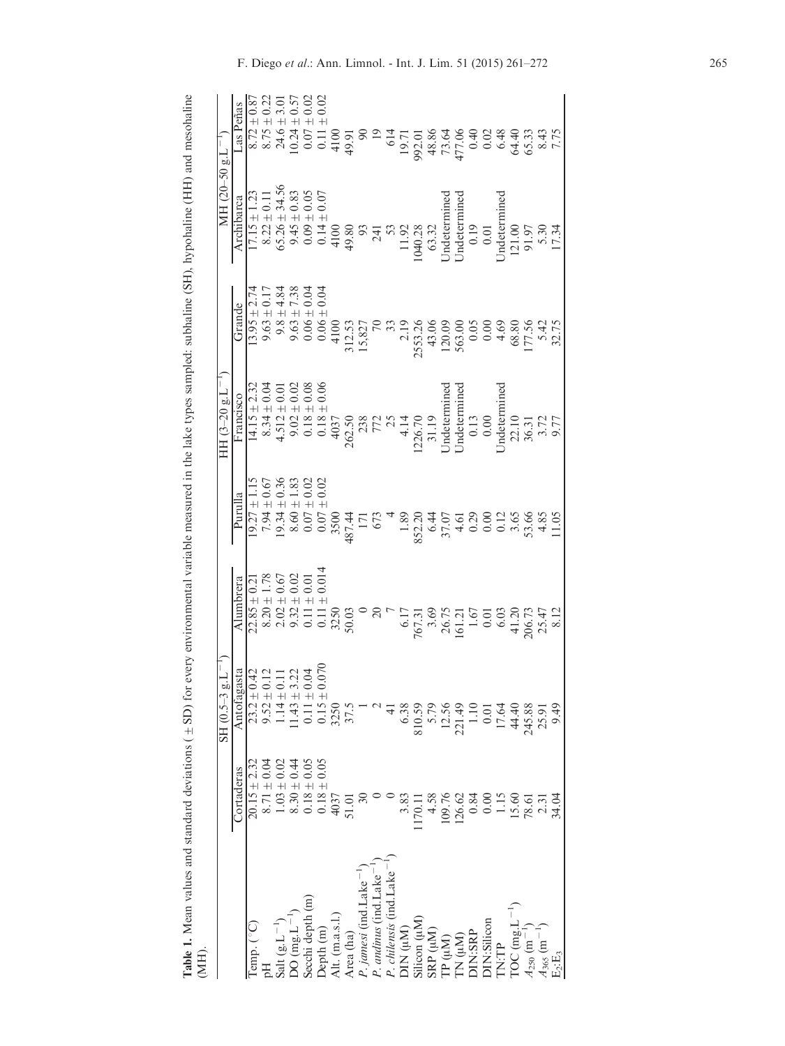**Table 1.** Mean values and standard deviations ( ± SD) for every environmental variable measured in the lake types sampled: subhaline (SH), hypohaline (HH) and mesohaline (MH).

| | SH (0.5–3 g.L$^{-1}$) | | | HH (3–20 g.L$^{-1}$) | | | MH (20–50 g.L$^{-1}$) | |
|---|---|---|---|---|---|---|---|---|
| | Cortaderas | Antofagasta | Alumbrera | Purulla | Francisco | Grande | Archibarca | Las Peñas |
| Temp. (°C) | 20.15 ± 2.32 | 23.2 ± 0.42 | 22.85 ± 0.21 | 19.27 ± 1.15 | 14.15 ± 2.32 | 13.95 ± 2.74 | 17.15 ± 1.23 | 8.72 ± 0.87 |
| pH | 8.71 ± 0.04 | 9.52 ± 0.12 | 8.20 ± 1.78 | 7.94 ± 0.67 | 8.34 ± 0.04 | 9.63 ± 0.17 | 8.22 ± 0.11 | 8.75 ± 0.22 |
| Salt (g.L$^{-1}$) | 1.03 ± 0.02 | 1.14 ± 0.11 | 2.02 ± 0.67 | 19.34 ± 0.36 | 4.512 ± 0.01 | 9.8 ± 4.84 | 65.26 ± 34.56 | 24.6 ± 3.01 |
| DO (mg.L$^{-1}$) | 8.30 ± 0.44 | 11.43 ± 3.22 | 9.32 ± 0.02 | 8.60 ± 1.83 | 9.02 ± 0.02 | 9.63 ± 7.38 | 9.45 ± 0.83 | 10.24 ± 0.57 |
| Secchi depth (m) | 0.18 ± 0.05 | 0.11 ± 0.04 | 0.11 ± 0.01 | 0.07 ± 0.02 | 0.18 ± 0.08 | 0.06 ± 0.04 | 0.09 ± 0.05 | 0.07 ± 0.02 |
| Depth (m) | 0.18 ± 0.05 | 0.15 ± 0.070 | 0.11 ± 0.014 | 0.07 ± 0.02 | 0.18 ± 0.06 | 0.06 ± 0.04 | 0.14 ± 0.07 | 0.11 ± 0.02 |
| Alt. (m.a.s.l.) | 4037 | 3250 | 3250 | 3500 | 4037 | 4100 | 4100 | 4100 |
| Area (ha) | 51.01 | 37.5 | 50.03 | 487.44 | 262.50 | 312.53 | 49.80 | 49.91 |
| *P. jamesi* (ind.Lake$^{-1}$) | 30 | 1 | 0 | 171 | 238 | 15,827 | 93 | 90 |
| *P. andinus* (ind.Lake$^{-1}$) | 0 | 2 | 20 | 673 | 772 | 70 | 241 | 19 |
| *P. chilensis* (ind.Lake$^{-1}$) | 0 | 41 | 7 | 4 | 25 | 33 | 53 | 614 |
| DIN (μM) | 3.83 | 6.38 | 6.17 | 1.89 | 4.14 | 2.19 | 11.92 | 19.71 |
| Silicon (μM) | 1170.11 | 810.59 | 767.31 | 852.20 | 1226.70 | 2553.26 | 1040.28 | 992.01 |
| SRP (μM) | 4.58 | 5.79 | 3.69 | 6.44 | 31.19 | 43.06 | 63.32 | 48.86 |
| TP (μM) | 109.76 | 12.56 | 26.75 | 37.07 | Undetermined | 120.09 | Undetermined | 73.64 |
| TN (μM) | 126.62 | 221.49 | 161.21 | 4.61 | Undetermined | 563.00 | Undetermined | 477.06 |
| DIN:SRP | 0.84 | 1.10 | 1.67 | 0.29 | 0.13 | 0.05 | 0.19 | 0.40 |
| DIN:Silicon | 0.00 | 0.01 | 0.01 | 0.00 | 0.00 | 0.00 | 0.01 | 0.02 |
| TN:TP | 1.15 | 17.64 | 6.03 | 0.12 | Undetermined | 4.69 | Undetermined | 6.48 |
| TOC (mg.L$^{-1}$) | 15.60 | 44.40 | 41.20 | 3.65 | 22.10 | 68.80 | 121.00 | 64.40 |
| $A_{250}$ (m$^{-1}$) | 78.61 | 245.88 | 206.73 | 53.66 | 36.31 | 177.56 | 91.97 | 65.33 |
| $A_{365}$ (m$^{-1}$) | 2.31 | 25.91 | 25.47 | 4.85 | 3.72 | 5.42 | 5.30 | 8.43 |
| $E_2$:$E_3$ | 34.04 | 9.49 | 8.12 | 11.05 | 9.77 | 32.75 | 17.34 | 7.75 |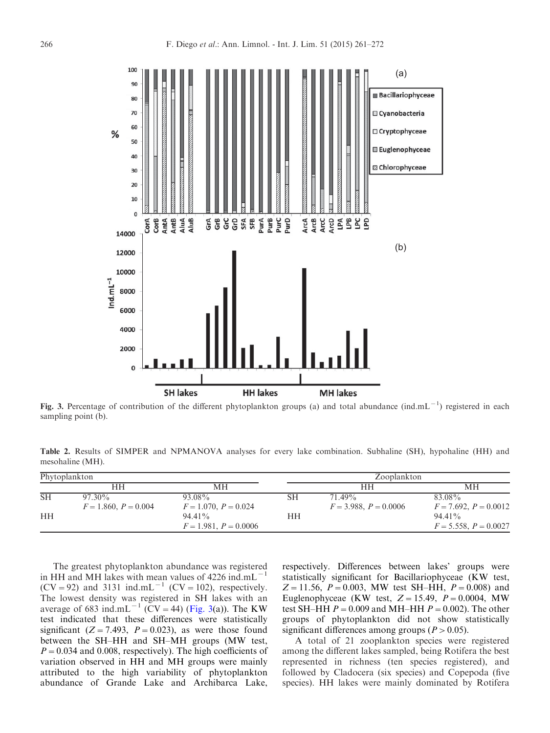Fig. 3. Percentage of contribution of the different phytoplankton groups (a) and total abundance (ind.mL$^{-1}$) registered in each sampling point (b).

Table 2. Results of SIMPER and NPMANOVA analyses for every lake combination. Subhaline (SH), hypohaline (HH) and mesohaline (MH).

| Phytoplankton | | | | Zooplankton | | |
|---|---|---|---|---|---|---|
| | HH | MH | | | HH | MH |
| SH | 97.30% <br> $F = 1.860$, $P = 0.004$ | 93.08% <br> $F = 1.070$, $P = 0.024$ | | SH | 71.49% <br> $F = 3.988$, $P = 0.0006$ | 83.08% <br> $F = 7.692$, $P = 0.0012$ |
| HH | | 94.41% <br> $F = 1.981$, $P = 0.0006$ | | HH | | 94.41% <br> $F = 5.558$, $P = 0.0027$ |

The greatest phytoplankton abundance was registered in HH and MH lakes with mean values of 4226 ind.mL$^{-1}$ (CV = 92) and 3131 ind.mL$^{-1}$ (CV = 102), respectively. The lowest density was registered in SH lakes with an average of 683 ind.mL$^{-1}$ (CV = 44) (Fig. 3(a)). The KW test indicated that these differences were statistically significant ($Z = 7.493$, $P = 0.023$), as were those found between the SH–HH and SH–MH groups (MW test, $P = 0.034$ and 0.008, respectively). The high coefficients of variation observed in HH and MH groups were mainly attributed to the high variability of phytoplankton abundance of Grande Lake and Archibarca Lake, respectively. Differences between lakes' groups were statistically significant for Bacillariophyceae (KW test, $Z = 11.56$, $P = 0.003$, MW test SH–HH, $P = 0.008$) and Euglenophyceae (KW test, $Z = 15.49$, $P = 0.0004$, MW test SH–HH $P = 0.009$ and MH–HH $P = 0.002$). The other groups of phytoplankton did not show statistically significant differences among groups ($P > 0.05$).

A total of 21 zooplankton species were registered among the different lakes sampled, being Rotifera the best represented in richness (ten species registered), and followed by Cladocera (six species) and Copepoda (five species). HH lakes were mainly dominated by Rotifera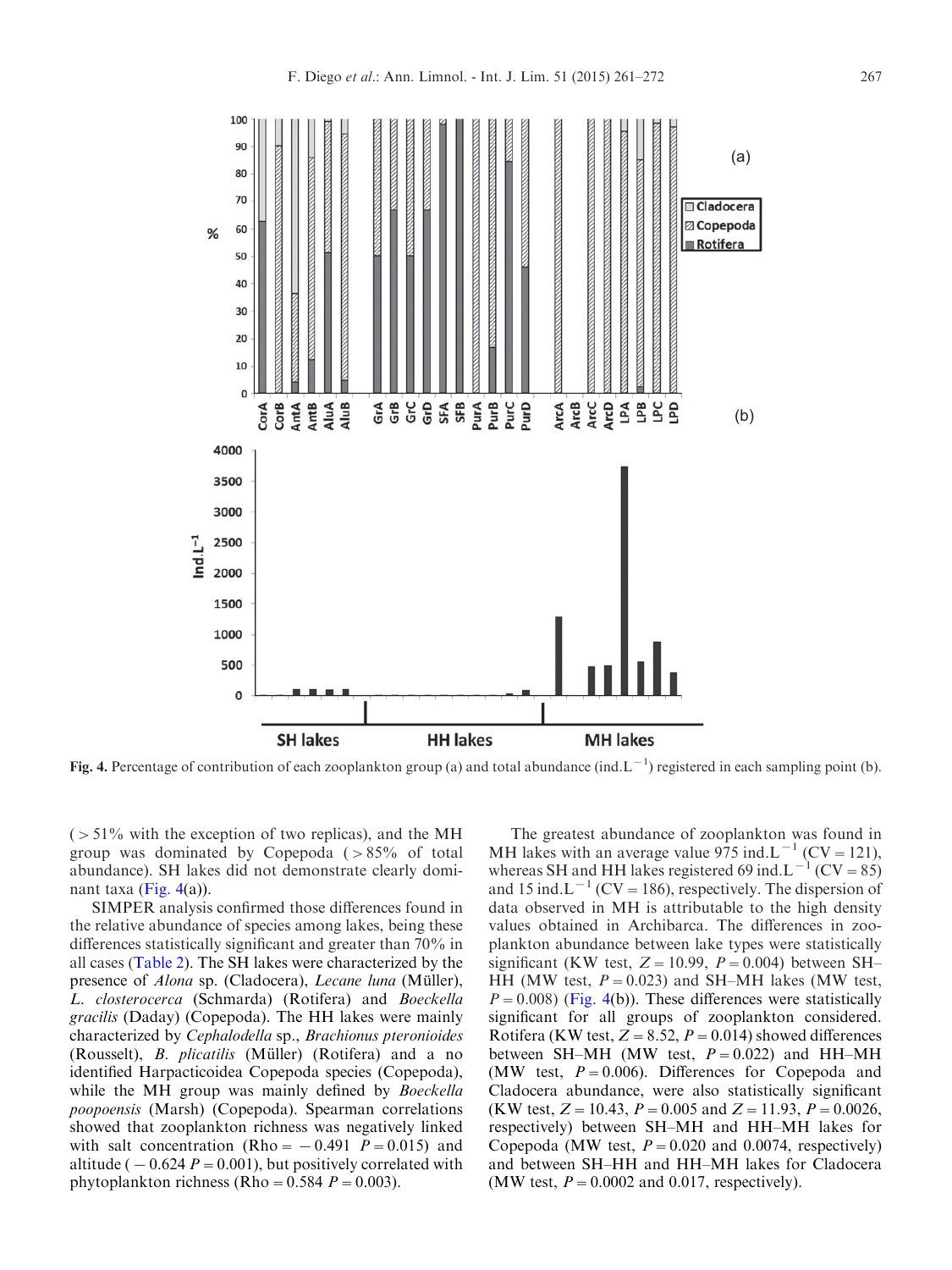Fig. 4. Percentage of contribution of each zooplankton group (a) and total abundance (ind.L$^{-1}$) registered in each sampling point (b).

(> 51% with the exception of two replicas), and the MH group was dominated by Copepoda (> 85% of total abundance). SH lakes did not demonstrate clearly dominant taxa (Fig. 4(a)).

SIMPER analysis confirmed those differences found in the relative abundance of species among lakes, being these differences statistically significant and greater than 70% in all cases (Table 2). The SH lakes were characterized by the presence of *Alona* sp. (Cladocera), *Lecane luna* (Müller), *L. closterocerca* (Schmarda) (Rotifera) and *Boeckella gracilis* (Daday) (Copepoda). The HH lakes were mainly characterized by *Cephalodella* sp., *Brachionus pteronioides* (Rousselt), *B. plicatilis* (Müller) (Rotifera) and a no identified Harpacticoidea Copepoda species (Copepoda), while the MH group was mainly defined by *Boeckella poopoensis* (Marsh) (Copepoda). Spearman correlations showed that zooplankton richness was negatively linked with salt concentration (Rho = −0.491 $P = 0.015$) and altitude (−0.624 $P = 0.001$), but positively correlated with phytoplankton richness (Rho = 0.584 $P = 0.003$).

The greatest abundance of zooplankton was found in MH lakes with an average value 975 ind.L$^{-1}$ (CV = 121), whereas SH and HH lakes registered 69 ind.L$^{-1}$ (CV = 85) and 15 ind.L$^{-1}$ (CV = 186), respectively. The dispersion of data observed in MH is attributable to the high density values obtained in Archibarca. The differences in zooplankton abundance between lake types were statistically significant (KW test, $Z = 10.99$, $P = 0.004$) between SH–HH (MW test, $P = 0.023$) and SH–MH lakes (MW test, $P = 0.008$) (Fig. 4(b)). These differences were statistically significant for all groups of zooplankton considered. Rotifera (KW test, $Z = 8.52$, $P = 0.014$) showed differences between SH–MH (MW test, $P = 0.022$) and HH–MH (MW test, $P = 0.006$). Differences for Copepoda and Cladocera abundance, were also statistically significant (KW test, $Z = 10.43$, $P = 0.005$ and $Z = 11.93$, $P = 0.0026$, respectively) between SH–MH and HH–MH lakes for Copepoda (MW test, $P = 0.020$ and 0.0074, respectively) and between SH–HH and HH–MH lakes for Cladocera (MW test, $P = 0.0002$ and 0.017, respectively).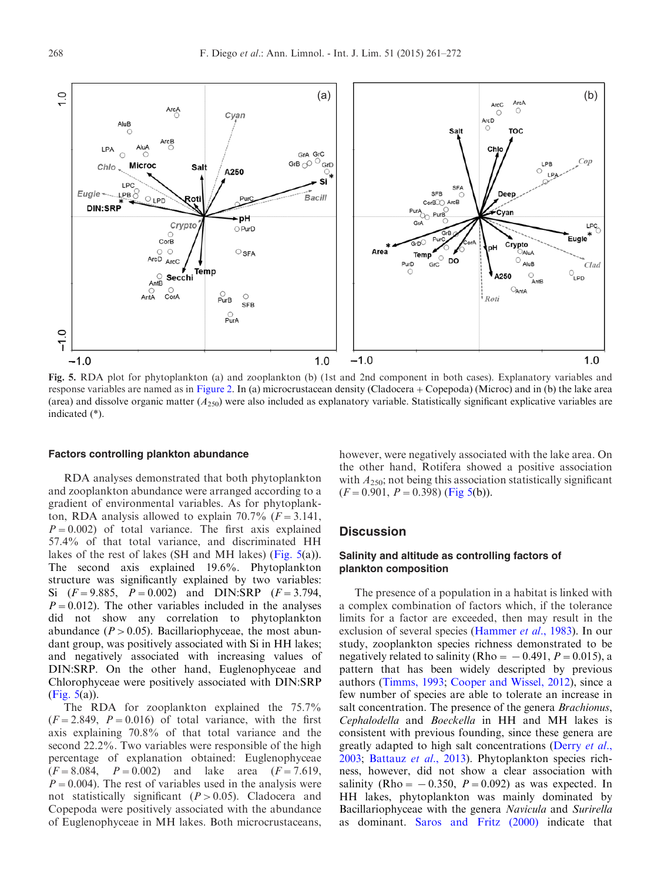Fig. 5. RDA plot for phytoplankton (a) and zooplankton (b) (1st and 2nd component in both cases). Explanatory variables and response variables are named as in Figure 2. In (a) microcrustacean density (Cladocera + Copepoda) (Microc) and in (b) the lake area (area) and dissolve organic matter ($A_{250}$) were also included as explanatory variable. Statistically significant explicative variables are indicated (*).

### Factors controlling plankton abundance

RDA analyses demonstrated that both phytoplankton and zooplankton abundance were arranged according to a gradient of environmental variables. As for phytoplankton, RDA analysis allowed to explain 70.7% ($F = 3.141$, $P = 0.002$) of total variance. The first axis explained 57.4% of that total variance, and discriminated HH lakes of the rest of lakes (SH and MH lakes) (Fig. 5(a)). The second axis explained 19.6%. Phytoplankton structure was significantly explained by two variables: Si ($F = 9.885$, $P = 0.002$) and DIN:SRP ($F = 3.794$, $P = 0.012$). The other variables included in the analyses did not show any correlation to phytoplankton abundance ($P > 0.05$). Bacillariophyceae, the most abundant group, was positively associated with Si in HH lakes; and negatively associated with increasing values of DIN:SRP. On the other hand, Euglenophyceae and Chlorophyceae were positively associated with DIN:SRP (Fig. 5(a)).

The RDA for zooplankton explained the 75.7% ($F = 2.849$, $P = 0.016$) of total variance, with the first axis explaining 70.8% of that total variance and the second 22.2%. Two variables were responsible of the high percentage of explanation obtained: Euglenophyceae ($F = 8.084$, $P = 0.002$) and lake area ($F = 7.619$, $P = 0.004$). The rest of variables used in the analysis were not statistically significant ($P > 0.05$). Cladocera and Copepoda were positively associated with the abundance of Euglenophyceae in MH lakes. Both microcrustaceans, however, were negatively associated with the lake area. On the other hand, Rotifera showed a positive association with $A_{250}$; not being this association statistically significant ($F = 0.901$, $P = 0.398$) (Fig 5(b)).

## Discussion

### Salinity and altitude as controlling factors of plankton composition

The presence of a population in a habitat is linked with a complex combination of factors which, if the tolerance limits for a factor are exceeded, then may result in the exclusion of several species (Hammer *et al.*, 1983). In our study, zooplankton species richness demonstrated to be negatively related to salinity (Rho = $-0.491$, $P = 0.015$), a pattern that has been widely descripted by previous authors (Timms, 1993; Cooper and Wissel, 2012), since a few number of species are able to tolerate an increase in salt concentration. The presence of the genera *Brachionus*, *Cephalodella* and *Boeckella* in HH and MH lakes is consistent with previous founding, since these genera are greatly adapted to high salt concentrations (Derry *et al.*, 2003; Battauz *et al.*, 2013). Phytoplankton species richness, however, did not show a clear association with salinity (Rho = $-0.350$, $P = 0.092$) as was expected. In HH lakes, phytoplankton was mainly dominated by Bacillariophyceae with the genera *Navicula* and *Surirella* as dominant. Saros and Fritz (2000) indicate that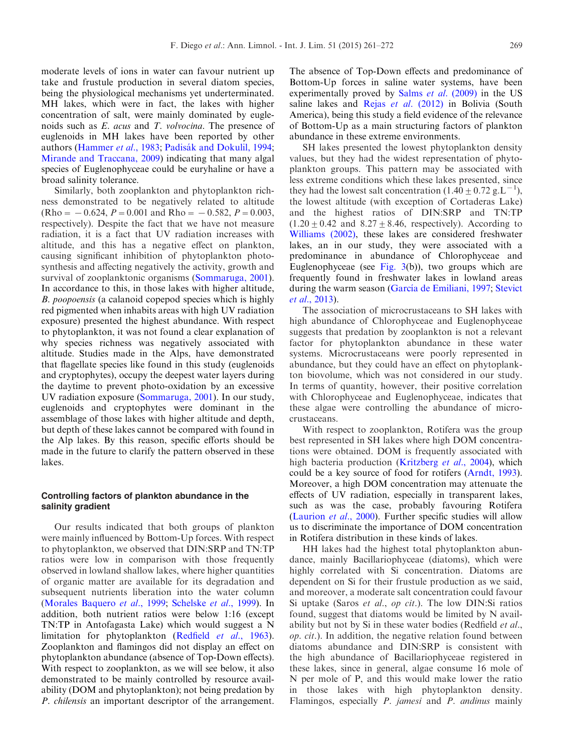moderate levels of ions in water can favour nutrient up take and frustule production in several diatom species, being the physiological mechanisms yet underterminated. MH lakes, which were in fact, the lakes with higher concentration of salt, were mainly dominated by euglenoids such as *E. acus* and *T. volvocina*. The presence of euglenoids in MH lakes have been reported by other authors (Hammer *et al*., 1983; Padisák and Dokulil, 1994; Mirande and Traccana, 2009) indicating that many algal species of Euglenophyceae could be euryhaline or have a broad salinity tolerance.

Similarly, both zooplankton and phytoplankton richness demonstrated to be negatively related to altitude (Rho = $-0.624$, $P = 0.001$ and Rho = $-0.582$, $P = 0.003$, respectively). Despite the fact that we have not measure radiation, it is a fact that UV radiation increases with altitude, and this has a negative effect on plankton, causing significant inhibition of phytoplankton photosynthesis and affecting negatively the activity, growth and survival of zooplanktonic organisms (Sommaruga, 2001). In accordance to this, in those lakes with higher altitude, *B. poopoensis* (a calanoid copepod species which is highly red pigmented when inhabits areas with high UV radiation exposure) presented the highest abundance. With respect to phytoplankton, it was not found a clear explanation of why species richness was negatively associated with altitude. Studies made in the Alps, have demonstrated that flagellate species like found in this study (euglenoids and cryptophytes), occupy the deepest water layers during the daytime to prevent photo-oxidation by an excessive UV radiation exposure (Sommaruga, 2001). In our study, euglenoids and cryptophytes were dominant in the assemblage of those lakes with higher altitude and depth, but depth of these lakes cannot be compared with found in the Alp lakes. By this reason, specific efforts should be made in the future to clarify the pattern observed in these lakes.

### Controlling factors of plankton abundance in the salinity gradient

Our results indicated that both groups of plankton were mainly influenced by Bottom-Up forces. With respect to phytoplankton, we observed that DIN:SRP and TN:TP ratios were low in comparison with those frequently observed in lowland shallow lakes, where higher quantities of organic matter are available for its degradation and subsequent nutrients liberation into the water column (Morales Baquero *et al*., 1999; Schelske *et al*., 1999). In addition, both nutrient ratios were below 1:16 (except TN:TP in Antofagasta Lake) which would suggest a N limitation for phytoplankton (Redfield *et al*., 1963). Zooplankton and flamingos did not display an effect on phytoplankton abundance (absence of Top-Down effects). With respect to zooplankton, as we will see below, it also demonstrated to be mainly controlled by resource availability (DOM and phytoplankton); not being predation by *P. chilensis* an important descriptor of the arrangement. The absence of Top-Down effects and predominance of Bottom-Up forces in saline water systems, have been experimentally proved by Salms *et al*. (2009) in the US saline lakes and Rejas *et al*. (2012) in Bolivia (South America), by this study a field evidence of the relevance of Bottom-Up as a main structuring factors of plankton abundance in these extreme environments.

SH lakes presented the lowest phytoplankton density values, but they had the widest representation of phytoplankton groups. This pattern may be associated with less extreme conditions which these lakes presented, since they had the lowest salt concentration ($1.40 \pm 0.72$ g.L$^{-1}$), the lowest altitude (with exception of Cortaderas Lake) and the highest ratios of DIN:SRP and TN:TP ($1.20 \pm 0.42$ and $8.27 \pm 8.46$, respectively). According to Williams (2002), these lakes are considered freshwater lakes, an in our study, they were associated with a predominance in abundance of Chlorophyceae and Euglenophyceae (see Fig. 3(b)), two groups which are frequently found in freshwater lakes in lowland areas during the warm season (García de Emiliani, 1997; Stevict *et al*., 2013).

The association of microcrustaceans to SH lakes with high abundance of Chlorophyceae and Euglenophyceae suggests that predation by zooplankton is not a relevant factor for phytoplankton abundance in these water systems. Microcrustaceans were poorly represented in abundance, but they could have an effect on phytoplankton biovolume, which was not considered in our study. In terms of quantity, however, their positive correlation with Chlorophyceae and Euglenophyceae, indicates that these algae were controlling the abundance of microcrustaceans.

With respect to zooplankton, Rotifera was the group best represented in SH lakes where high DOM concentrations were obtained. DOM is frequently associated with high bacteria production (Kritzberg *et al*., 2004), which could be a key source of food for rotifers (Arndt, 1993). Moreover, a high DOM concentration may attenuate the effects of UV radiation, especially in transparent lakes, such as was the case, probably favouring Rotifera (Laurion *et al*., 2000). Further specific studies will allow us to discriminate the importance of DOM concentration in Rotifera distribution in these kinds of lakes.

HH lakes had the highest total phytoplankton abundance, mainly Bacillariophyceae (diatoms), which were highly correlated with Si concentration. Diatoms are dependent on Si for their frustule production as we said, and moreover, a moderate salt concentration could favour Si uptake (Saros *et al*., *op cit*.). The low DIN:Si ratios found, suggest that diatoms would be limited by N availability but not by Si in these water bodies (Redfield *et al*., *op. cit*.). In addition, the negative relation found between diatoms abundance and DIN:SRP is consistent with the high abundance of Bacillariophyceae registered in these lakes, since in general, algae consume 16 mole of N per mole of P, and this would make lower the ratio in those lakes with high phytoplankton density. Flamingos, especially *P. jamesi* and *P. andinus* mainly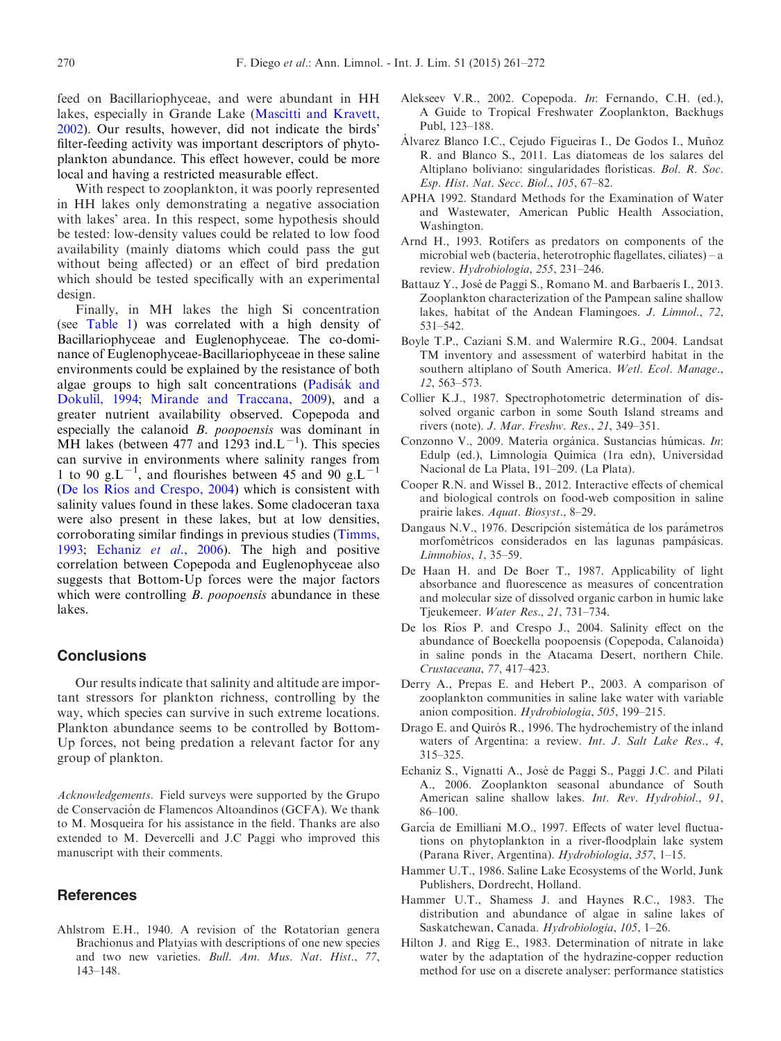feed on Bacillariophyceae, and were abundant in HH lakes, especially in Grande Lake (Mascitti and Kravett, 2002). Our results, however, did not indicate the birds' filter-feeding activity was important descriptors of phytoplankton abundance. This effect however, could be more local and having a restricted measurable effect.

With respect to zooplankton, it was poorly represented in HH lakes only demonstrating a negative association with lakes' area. In this respect, some hypothesis should be tested: low-density values could be related to low food availability (mainly diatoms which could pass the gut without being affected) or an effect of bird predation which should be tested specifically with an experimental design.

Finally, in MH lakes the high Si concentration (see Table 1) was correlated with a high density of Bacillariophyceae and Euglenophyceae. The co-dominance of Euglenophyceae-Bacillariophyceae in these saline environments could be explained by the resistance of both algae groups to high salt concentrations (Padisák and Dokulil, 1994; Mirande and Traccana, 2009), and a greater nutrient availability observed. Copepoda and especially the calanoid *B. poopoensis* was dominant in MH lakes (between 477 and 1293 ind.$L^{-1}$). This species can survive in environments where salinity ranges from 1 to 90 g.$L^{-1}$, and flourishes between 45 and 90 g.$L^{-1}$ (De los Ríos and Crespo, 2004) which is consistent with salinity values found in these lakes. Some cladoceran taxa were also present in these lakes, but at low densities, corroborating similar findings in previous studies (Timms, 1993; Echaniz *et al.*, 2006). The high and positive correlation between Copepoda and Euglenophyceae also suggests that Bottom-Up forces were the major factors which were controlling *B. poopoensis* abundance in these lakes.

## Conclusions

Our results indicate that salinity and altitude are important stressors for plankton richness, controlling by the way, which species can survive in such extreme locations. Plankton abundance seems to be controlled by Bottom-Up forces, not being predation a relevant factor for any group of plankton.

*Acknowledgements.* Field surveys were supported by the Grupo de Conservación de Flamencos Altoandinos (GCFA). We thank to M. Mosqueira for his assistance in the field. Thanks are also extended to M. Devercelli and J.C Paggi who improved this manuscript with their comments.

## References

Ahlstrom E.H., 1940. A revision of the Rotatorian genera Brachionus and Platyias with descriptions of one new species and two new varieties. *Bull. Am. Mus. Nat. Hist.*, *77*, 143–148.

Alekseev V.R., 2002. Copepoda. *In*: Fernando, C.H. (ed.), A Guide to Tropical Freshwater Zooplankton, Backhugs Publ, 123–188.

Álvarez Blanco I.C., Cejudo Figueiras I., De Godos I., Muñoz R. and Blanco S., 2011. Las diatomeas de los salares del Altiplano boliviano: singularidades florísticas. *Bol. R. Soc. Esp. Hist. Nat. Secc. Biol.*, *105*, 67–82.

APHA 1992. Standard Methods for the Examination of Water and Wastewater, American Public Health Association, Washington.

Arnd H., 1993. Rotifers as predators on components of the microbial web (bacteria, heterotrophic flagellates, ciliates) – a review. *Hydrobiologia*, *255*, 231–246.

Battauz Y., José de Paggi S., Romano M. and Barbaeris I., 2013. Zooplankton characterization of the Pampean saline shallow lakes, habitat of the Andean Flamingoes. *J. Limnol.*, *72*, 531–542.

Boyle T.P., Caziani S.M. and Walermire R.G., 2004. Landsat TM inventory and assessment of waterbird habitat in the southern altiplano of South America. *Wetl. Ecol. Manage.*, *12*, 563–573.

Collier K.J., 1987. Spectrophotometric determination of dissolved organic carbon in some South Island streams and rivers (note). *J. Mar. Freshw. Res.*, *21*, 349–351.

Conzonno V., 2009. Materia orgánica. Sustancias húmicas. *In*: Edulp (ed.), Limnología Química (1ra edn), Universidad Nacional de La Plata, 191–209. (La Plata).

Cooper R.N. and Wissel B., 2012. Interactive effects of chemical and biological controls on food-web composition in saline prairie lakes. *Aquat. Biosyst.*, 8–29.

Dangaus N.V., 1976. Descripción sistemática de los parámetros morfométricos considerados en las lagunas pampásicas. *Limnobios*, *1*, 35–59.

De Haan H. and De Boer T., 1987. Applicability of light absorbance and fluorescence as measures of concentration and molecular size of dissolved organic carbon in humic lake Tjeukemeer. *Water Res.*, *21*, 731–734.

De los Ríos P. and Crespo J., 2004. Salinity effect on the abundance of Boeckella poopoensis (Copepoda, Calanoida) in saline ponds in the Atacama Desert, northern Chile. *Crustaceana*, *77*, 417–423.

Derry A., Prepas E. and Hebert P., 2003. A comparison of zooplankton communities in saline lake water with variable anion composition. *Hydrobiologia*, *505*, 199–215.

Drago E. and Quirós R., 1996. The hydrochemistry of the inland waters of Argentina: a review. *Int. J. Salt Lake Res.*, *4*, 315–325.

Echaniz S., Vignatti A., José de Paggi S., Paggi J.C. and Pilati A., 2006. Zooplankton seasonal abundance of South American saline shallow lakes. *Int. Rev. Hydrobiol.*, *91*, 86–100.

García de Emilliani M.O., 1997. Effects of water level fluctuations on phytoplankton in a river-floodplain lake system (Parana River, Argentina). *Hydrobiologia*, *357*, 1–15.

Hammer U.T., 1986. Saline Lake Ecosystems of the World, Junk Publishers, Dordrecht, Holland.

Hammer U.T., Shamess J. and Haynes R.C., 1983. The distribution and abundance of algae in saline lakes of Saskatchewan, Canada. *Hydrobiologia*, *105*, 1–26.

Hilton J. and Rigg E., 1983. Determination of nitrate in lake water by the adaptation of the hydrazine-copper reduction method for use on a discrete analyser: performance statistics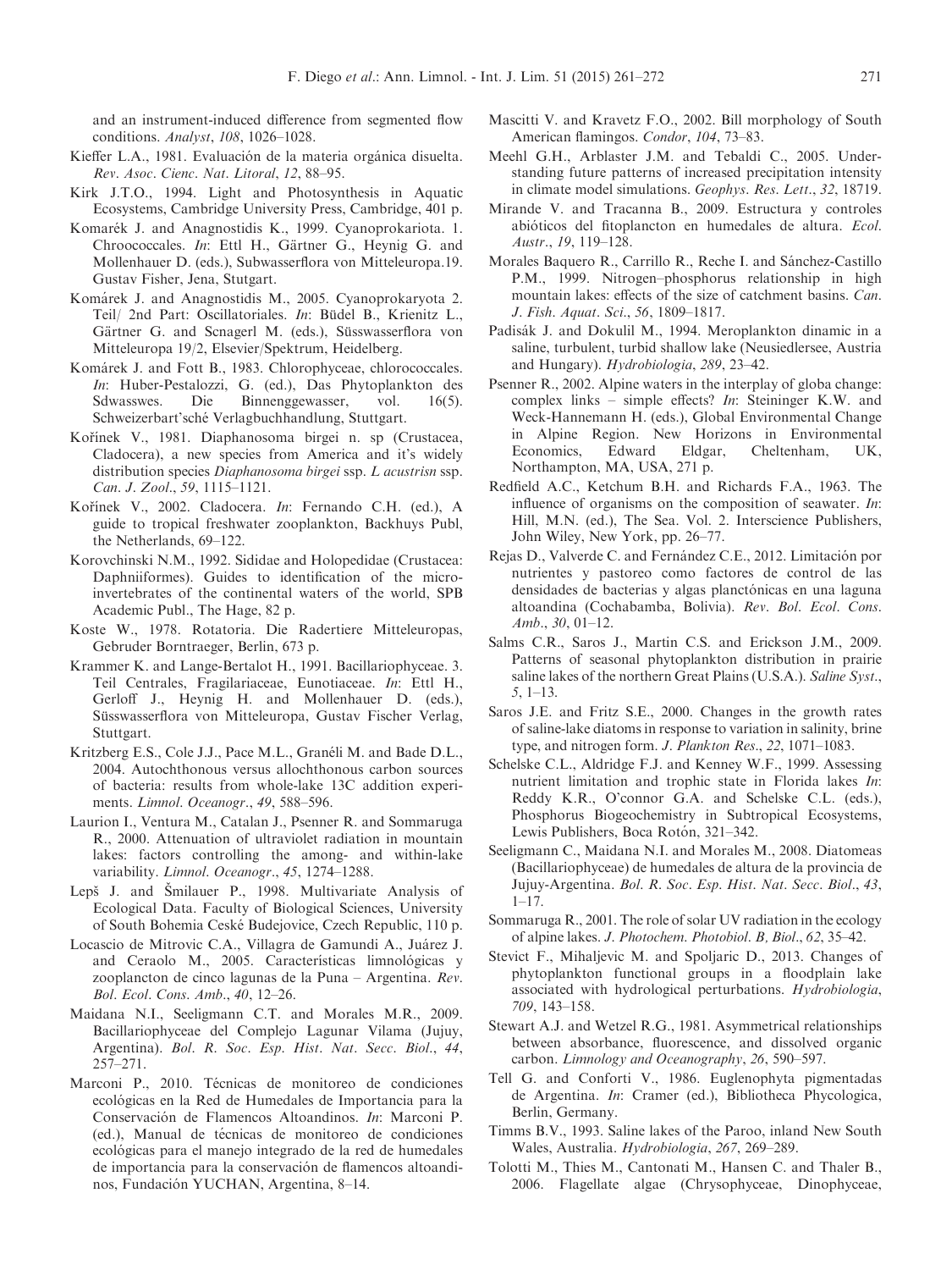and an instrument-induced difference from segmented flow conditions. *Analyst*, *108*, 1026–1028.

Kieffer L.A., 1981. Evaluación de la materia orgánica disuelta. *Rev. Asoc. Cienc. Nat. Litoral*, *12*, 88–95.

Kirk J.T.O., 1994. Light and Photosynthesis in Aquatic Ecosystems, Cambridge University Press, Cambridge, 401 p.

Komarék J. and Anagnostidis K., 1999. Cyanoprokariota. 1. Chroococcales. *In*: Ettl H., Gärtner G., Heynig G. and Mollenhauer D. (eds.), Subwasserflora von Mitteleuropa.19. Gustav Fisher, Jena, Stutgart.

Komárek J. and Anagnostidis M., 2005. Cyanoprokaryota 2. Teil/ 2nd Part: Oscillatoriales. *In*: Büdel B., Krienitz L., Gärtner G. and Scnagerl M. (eds.), Süsswasserflora von Mitteleuropa 19/2, Elsevier/Spektrum, Heidelberg.

Komárek J. and Fott B., 1983. Chlorophyceae, chlorococcales. *In*: Huber-Pestalozzi, G. (ed.), Das Phytoplankton des Sdwasswes. Die Binnenggewasser, vol. 16(5). Schweizerbart'sché Verlagbuchhandlung, Stuttgart.

Kořínek V., 1981. Diaphanosoma birgei n. sp (Crustacea, Cladocera), a new species from America and it's widely distribution species *Diaphanosoma birgei* ssp. *L acustrisn* ssp. *Can. J. Zool*., *59*, 1115–1121.

Kořínek V., 2002. Cladocera. *In*: Fernando C.H. (ed.), A guide to tropical freshwater zooplankton, Backhuys Publ, the Netherlands, 69–122.

Korovchinski N.M., 1992. Sididae and Holopedidae (Crustacea: Daphniiformes). Guides to identification of the micro-invertebrates of the continental waters of the world, SPB Academic Publ., The Hage, 82 p.

Koste W., 1978. Rotatoria. Die Radertiere Mitteleuropas, Gebruder Borntraeger, Berlin, 673 p.

Krammer K. and Lange-Bertalot H., 1991. Bacillariophyceae. 3. Teil Centrales, Fragilariaceae, Eunotiaceae. *In*: Ettl H., Gerloff J., Heynig H. and Mollenhauer D. (eds.), Süsswasserflora von Mitteleuropa, Gustav Fischer Verlag, Stuttgart.

Kritzberg E.S., Cole J.J., Pace M.L., Granéli M. and Bade D.L., 2004. Autochthonous versus allochthonous carbon sources of bacteria: results from whole-lake 13C addition experiments. *Limnol. Oceanogr*., *49*, 588–596.

Laurion I., Ventura M., Catalan J., Psenner R. and Sommaruga R., 2000. Attenuation of ultraviolet radiation in mountain lakes: factors controlling the among- and within-lake variability. *Limnol. Oceanogr*., *45*, 1274–1288.

Lepš J. and Šmilauer P., 1998. Multivariate Analysis of Ecological Data. Faculty of Biological Sciences, University of South Bohemia Ceské Budejovice, Czech Republic, 110 p.

Locascio de Mitrovic C.A., Villagra de Gamundi A., Juárez J. and Ceraolo M., 2005. Características limnológicas y zooplancton de cinco lagunas de la Puna – Argentina. *Rev. Bol. Ecol. Cons. Amb*., *40*, 12–26.

Maidana N.I., Seeligmann C.T. and Morales M.R., 2009. Bacillariophyceae del Complejo Lagunar Vilama (Jujuy, Argentina). *Bol. R. Soc. Esp. Hist. Nat. Secc. Biol*., *44*, 257–271.

Marconi P., 2010. Técnicas de monitoreo de condiciones ecológicas en la Red de Humedales de Importancia para la Conservación de Flamencos Altoandinos. *In*: Marconi P. (ed.), Manual de técnicas de monitoreo de condiciones ecológicas para el manejo integrado de la red de humedales de importancia para la conservación de flamencos altoandinos, Fundación YUCHAN, Argentina, 8–14.

Mascitti V. and Kravetz F.O., 2002. Bill morphology of South American flamingos. *Condor*, *104*, 73–83.

Meehl G.H., Arblaster J.M. and Tebaldi C., 2005. Understanding future patterns of increased precipitation intensity in climate model simulations. *Geophys. Res. Lett*., *32*, 18719.

Mirande V. and Tracanna B., 2009. Estructura y controles abióticos del fitoplancton en humedales de altura. *Ecol. Austr*., *19*, 119–128.

Morales Baquero R., Carrillo R., Reche I. and Sánchez-Castillo P.M., 1999. Nitrogen–phosphorus relationship in high mountain lakes: effects of the size of catchment basins. *Can. J. Fish. Aquat. Sci*., *56*, 1809–1817.

Padisák J. and Dokulil M., 1994. Meroplankton dinamic in a saline, turbulent, turbid shallow lake (Neusiedlersee, Austria and Hungary). *Hydrobiologia*, *289*, 23–42.

Psenner R., 2002. Alpine waters in the interplay of globa change: complex links – simple effects? *In*: Steininger K.W. and Weck-Hannemann H. (eds.), Global Environmental Change in Alpine Region. New Horizons in Environmental Economics, Edward Eldgar, Cheltenham, UK, Northampton, MA, USA, 271 p.

Redfield A.C., Ketchum B.H. and Richards F.A., 1963. The influence of organisms on the composition of seawater. *In*: Hill, M.N. (ed.), The Sea. Vol. 2. Interscience Publishers, John Wiley, New York, pp. 26–77.

Rejas D., Valverde C. and Fernández C.E., 2012. Limitación por nutrientes y pastoreo como factores de control de las densidades de bacterias y algas planctónicas en una laguna altoandina (Cochabamba, Bolivia). *Rev. Bol. Ecol. Cons. Amb*., *30*, 01–12.

Salms C.R., Saros J., Martin C.S. and Erickson J.M., 2009. Patterns of seasonal phytoplankton distribution in prairie saline lakes of the northern Great Plains (U.S.A.). *Saline Syst*., *5*, 1–13.

Saros J.E. and Fritz S.E., 2000. Changes in the growth rates of saline-lake diatoms in response to variation in salinity, brine type, and nitrogen form. *J. Plankton Res*., *22*, 1071–1083.

Schelske C.L., Aldridge F.J. and Kenney W.F., 1999. Assessing nutrient limitation and trophic state in Florida lakes *In*: Reddy K.R., O'connor G.A. and Schelske C.L. (eds.), Phosphorus Biogeochemistry in Subtropical Ecosystems, Lewis Publishers, Boca Rotón, 321–342.

Seeligmann C., Maidana N.I. and Morales M., 2008. Diatomeas (Bacillariophyceae) de humedales de altura de la provincia de Jujuy-Argentina. *Bol. R. Soc. Esp. Hist. Nat. Secc. Biol*., *43*, 1–17.

Sommaruga R., 2001. The role of solar UV radiation in the ecology of alpine lakes. *J. Photochem. Photobiol. B, Biol*., *62*, 35–42.

Stevict F., Mihaljevic M. and Spoljaric D., 2013. Changes of phytoplankton functional groups in a floodplain lake associated with hydrological perturbations. *Hydrobiologia*, *709*, 143–158.

Stewart A.J. and Wetzel R.G., 1981. Asymmetrical relationships between absorbance, fluorescence, and dissolved organic carbon. *Limnology and Oceanography*, *26*, 590–597.

Tell G. and Conforti V., 1986. Euglenophyta pigmentadas de Argentina. *In*: Cramer (ed.), Bibliotheca Phycologica, Berlin, Germany.

Timms B.V., 1993. Saline lakes of the Paroo, inland New South Wales, Australia. *Hydrobiologia*, *267*, 269–289.

Tolotti M., Thies M., Cantonati M., Hansen C. and Thaler B., 2006. Flagellate algae (Chrysophyceae, Dinophyceae,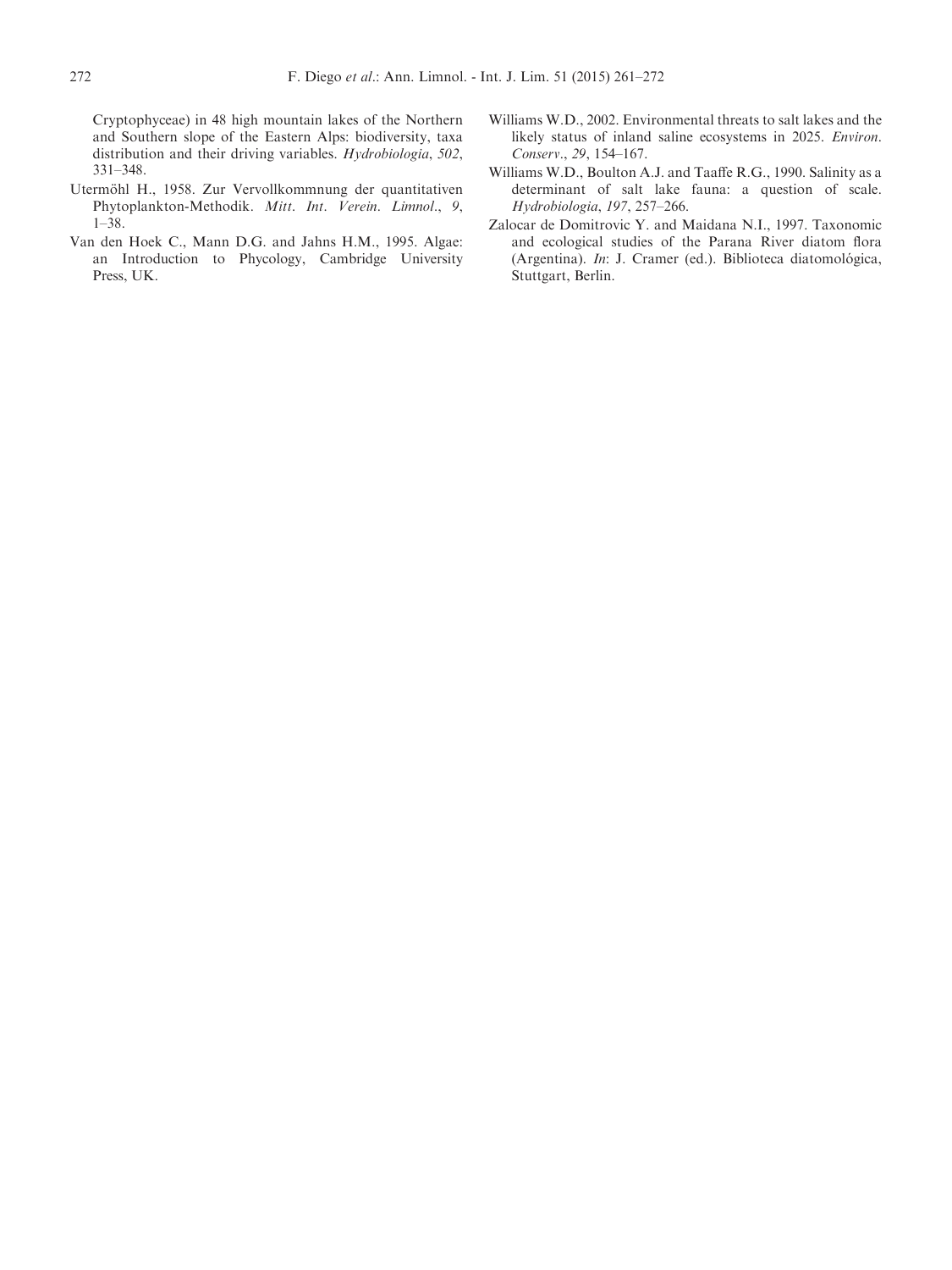Cryptophyceae) in 48 high mountain lakes of the Northern and Southern slope of the Eastern Alps: biodiversity, taxa distribution and their driving variables. *Hydrobiologia*, *502*, 331–348.

Utermöhl H., 1958. Zur Vervollkommnung der quantitativen Phytoplankton-Methodik. *Mitt. Int. Verein. Limnol.*, *9*, 1–38.

Van den Hoek C., Mann D.G. and Jahns H.M., 1995. Algae: an Introduction to Phycology, Cambridge University Press, UK.

Williams W.D., 2002. Environmental threats to salt lakes and the likely status of inland saline ecosystems in 2025. *Environ. Conserv.*, *29*, 154–167.

Williams W.D., Boulton A.J. and Taaffe R.G., 1990. Salinity as a determinant of salt lake fauna: a question of scale. *Hydrobiologia*, *197*, 257–266.

Zalocar de Domitrovic Y. and Maidana N.I., 1997. Taxonomic and ecological studies of the Parana River diatom flora (Argentina). *In*: J. Cramer (ed.). Biblioteca diatomológica, Stuttgart, Berlin.